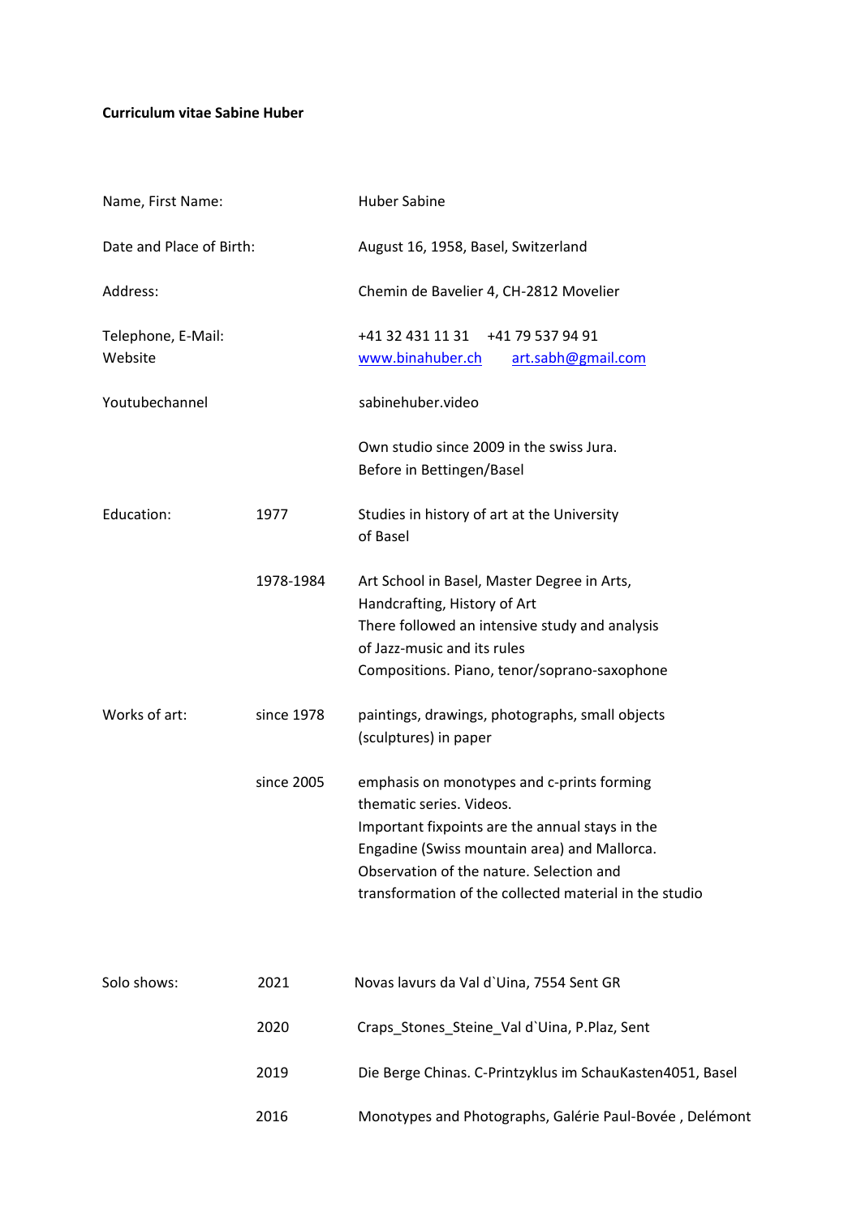**Curriculum vitae Sabine Huber**

| | | |
|---|---|---|
| Name, First Name: | | Huber Sabine |
| Date and Place of Birth: | | August 16, 1958, Basel, Switzerland |
| Address: | | Chemin de Bavelier 4, CH-2812 Movelier |
| Telephone, E-Mail:<br>Website | | +41 32 431 11 31 +41 79 537 94 91<br>www.binahuber.ch art.sabh@gmail.com |
| Youtubechannel | | sabinehuber.video |
| | | Own studio since 2009 in the swiss Jura.<br>Before in Bettingen/Basel |
| Education: | 1977 | Studies in history of art at the University of Basel |
| | 1978-1984 | Art School in Basel, Master Degree in Arts, Handcrafting, History of Art<br>There followed an intensive study and analysis of Jazz-music and its rules<br>Compositions. Piano, tenor/soprano-saxophone |
| Works of art: | since 1978 | paintings, drawings, photographs, small objects (sculptures) in paper |
| | since 2005 | emphasis on monotypes and c-prints forming thematic series. Videos.<br>Important fixpoints are the annual stays in the Engadine (Swiss mountain area) and Mallorca.<br>Observation of the nature. Selection and transformation of the collected material in the studio |
| Solo shows: | 2021 | Novas lavurs da Val d`Uina, 7554 Sent GR |
| | 2020 | Craps_Stones_Steine_Val d`Uina, P.Plaz, Sent |
| | 2019 | Die Berge Chinas. C-Printzyklus im SchauKasten4051, Basel |
| | 2016 | Monotypes and Photographs, Galérie Paul-Bovée , Delémont |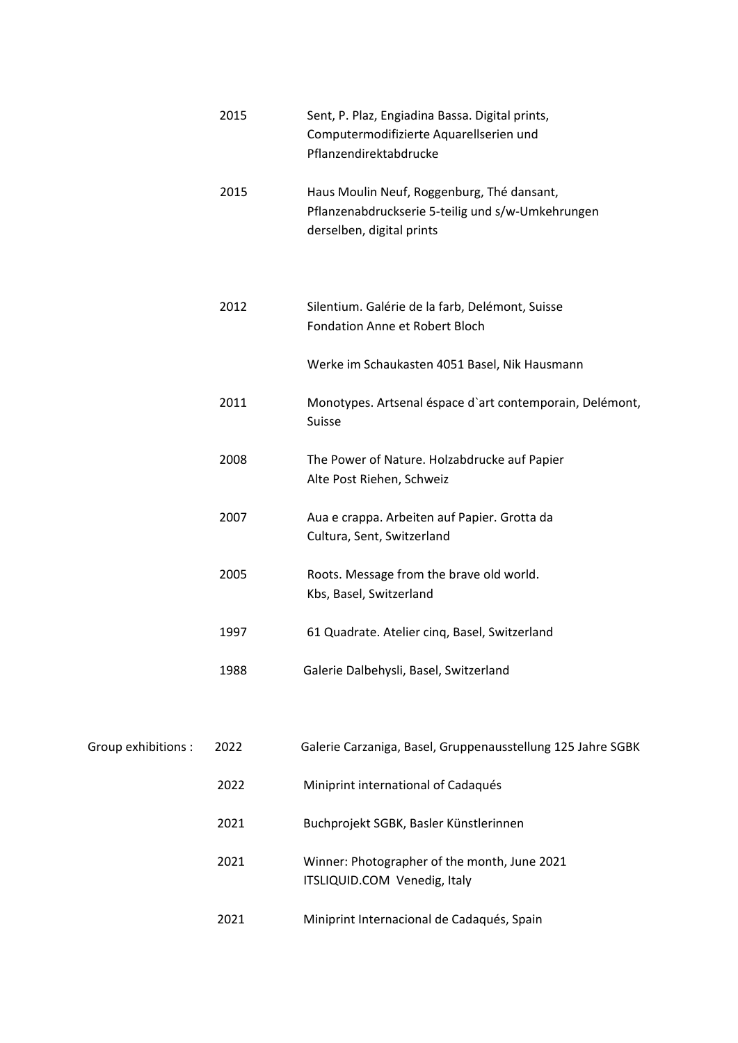| | | |
|---|---|---|
| | 2015 | Sent, P. Plaz, Engiadina Bassa. Digital prints, Computermodifizierte Aquarellserien und Pflanzendirektabdrucke |
| | 2015 | Haus Moulin Neuf, Roggenburg, Thé dansant, Pflanzenabdruckserie 5-teilig und s/w-Umkehrungen derselben, digital prints |
| | 2012 | Silentium. Galérie de la farb, Delémont, Suisse Fondation Anne et Robert Bloch |
| | | Werke im Schaukasten 4051 Basel, Nik Hausmann |
| | 2011 | Monotypes. Artsenal éspace d`art contemporain, Delémont, Suisse |
| | 2008 | The Power of Nature. Holzabdrucke auf Papier Alte Post Riehen, Schweiz |
| | 2007 | Aua e crappa. Arbeiten auf Papier. Grotta da Cultura, Sent, Switzerland |
| | 2005 | Roots. Message from the brave old world. Kbs, Basel, Switzerland |
| | 1997 | 61 Quadrate. Atelier cinq, Basel, Switzerland |
| | 1988 | Galerie Dalbehysli, Basel, Switzerland |
| Group exhibitions : | 2022 | Galerie Carzaniga, Basel, Gruppenausstellung 125 Jahre SGBK |
| | 2022 | Miniprint international of Cadaqués |
| | 2021 | Buchprojekt SGBK, Basler Künstlerinnen |
| | 2021 | Winner: Photographer of the month, June 2021 ITSLIQUID.COM Venedig, Italy |
| | 2021 | Miniprint Internacional de Cadaqués, Spain |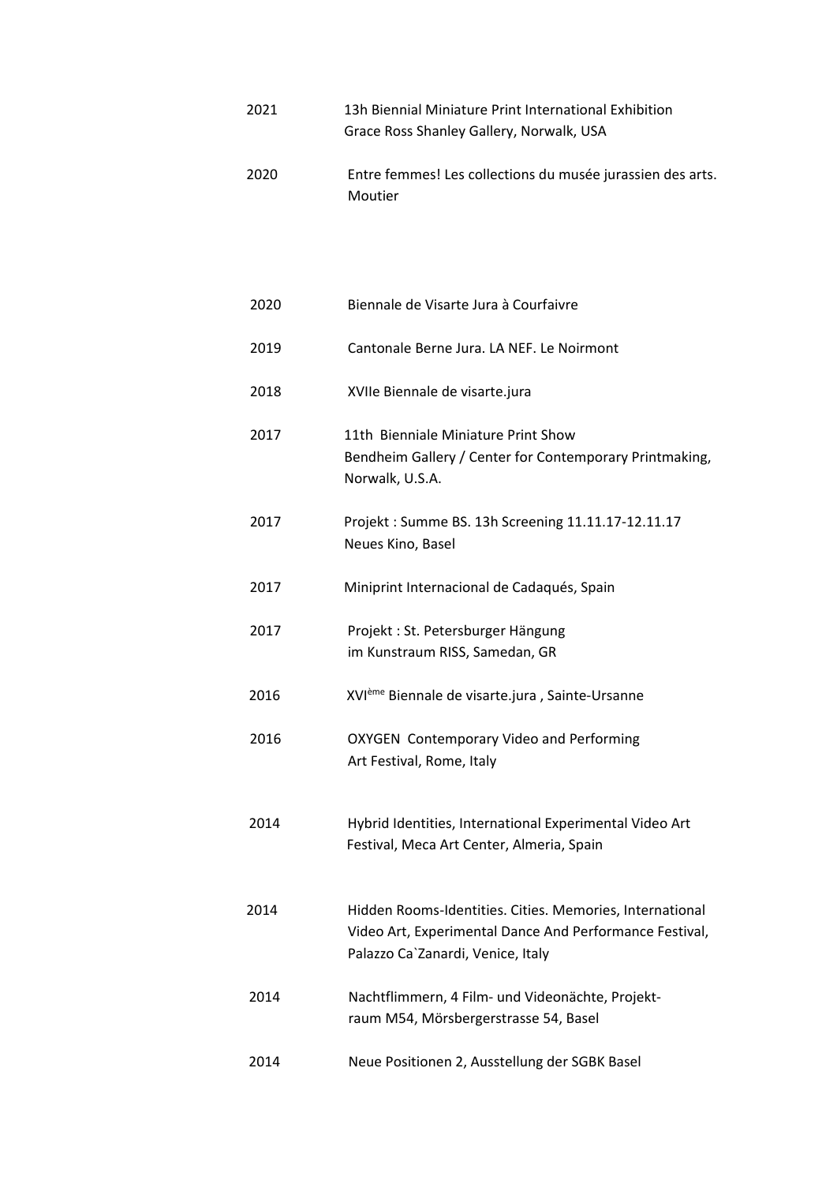2021 13h Biennial Miniature Print International Exhibition
Grace Ross Shanley Gallery, Norwalk, USA

2020 Entre femmes! Les collections du musée jurassien des arts. Moutier

2020 Biennale de Visarte Jura à Courfaivre

2019 Cantonale Berne Jura. LA NEF. Le Noirmont

2018 XVIIe Biennale de visarte.jura

2017 11th Bienniale Miniature Print Show
Bendheim Gallery / Center for Contemporary Printmaking, Norwalk, U.S.A.

2017 Projekt : Summe BS. 13h Screening 11.11.17-12.11.17
Neues Kino, Basel

2017 Miniprint Internacional de Cadaqués, Spain

2017 Projekt : St. Petersburger Hängung
im Kunstraum RISS, Samedan, GR

2016 XVIème Biennale de visarte.jura , Sainte-Ursanne

2016 OXYGEN Contemporary Video and Performing Art Festival, Rome, Italy

2014 Hybrid Identities, International Experimental Video Art Festival, Meca Art Center, Almeria, Spain

2014 Hidden Rooms-Identities. Cities. Memories, International Video Art, Experimental Dance And Performance Festival, Palazzo Ca`Zanardi, Venice, Italy

2014 Nachtflimmern, 4 Film- und Videonächte, Projekt-raum M54, Mörsbergerstrasse 54, Basel

2014 Neue Positionen 2, Ausstellung der SGBK Basel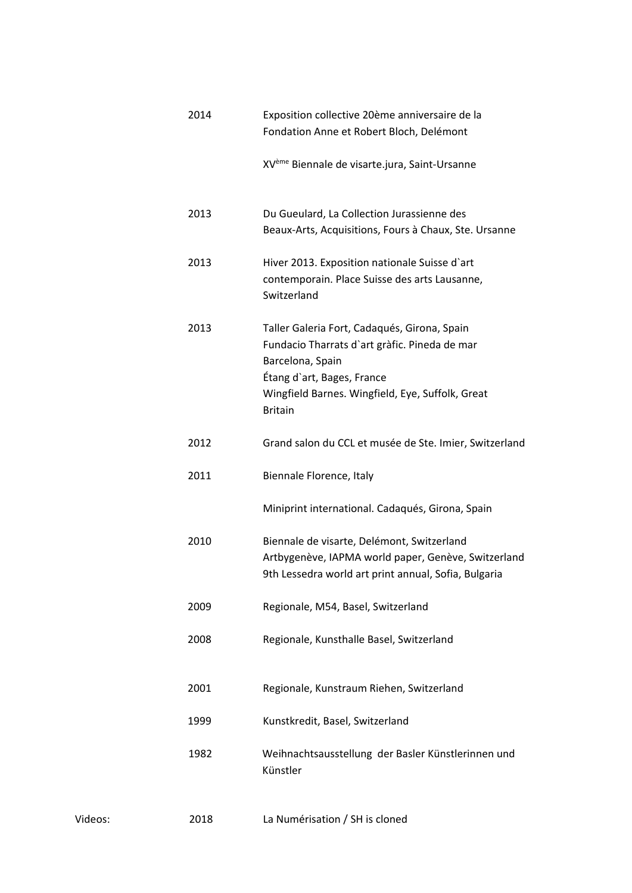| | | |
|---|---|---|
| | 2014 | Exposition collective 20ème anniversaire de la Fondation Anne et Robert Bloch, Delémont |
| | | XVème Biennale de visarte.jura, Saint-Ursanne |
| | 2013 | Du Gueulard, La Collection Jurassienne des Beaux-Arts, Acquisitions, Fours à Chaux, Ste. Ursanne |
| | 2013 | Hiver 2013. Exposition nationale Suisse d`art contemporain. Place Suisse des arts Lausanne, Switzerland |
| | 2013 | Taller Galeria Fort, Cadaqués, Girona, Spain<br>Fundacio Tharrats d`art gràfic. Pineda de mar Barcelona, Spain<br>Étang d`art, Bages, France<br>Wingfield Barnes. Wingfield, Eye, Suffolk, Great Britain |
| | 2012 | Grand salon du CCL et musée de Ste. Imier, Switzerland |
| | 2011 | Biennale Florence, Italy |
| | | Miniprint international. Cadaqués, Girona, Spain |
| | 2010 | Biennale de visarte, Delémont, Switzerland<br>Artbygenève, IAPMA world paper, Genève, Switzerland<br>9th Lessedra world art print annual, Sofia, Bulgaria |
| | 2009 | Regionale, M54, Basel, Switzerland |
| | 2008 | Regionale, Kunsthalle Basel, Switzerland |
| | 2001 | Regionale, Kunstraum Riehen, Switzerland |
| | 1999 | Kunstkredit, Basel, Switzerland |
| | 1982 | Weihnachtsausstellung der Basler Künstlerinnen und Künstler |
| Videos: | 2018 | La Numérisation / SH is cloned |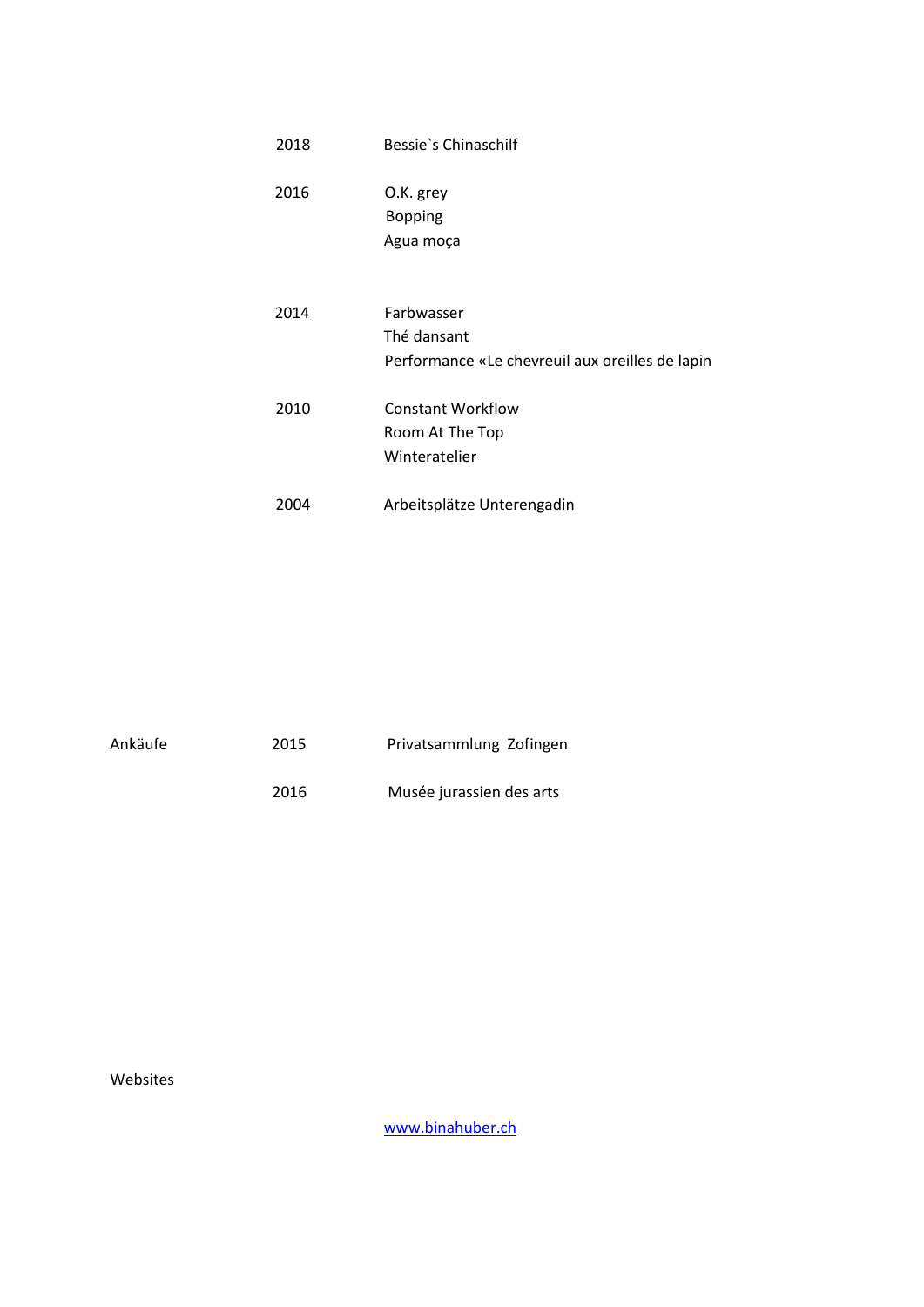| | |
|---|---|
| 2018 | Bessie`s Chinaschilf |
| 2016 | O.K. grey<br>Bopping<br>Agua moça |
| 2014 | Farbwasser<br>Thé dansant<br>Performance «Le chevreuil aux oreilles de lapin |
| 2010 | Constant Workflow<br>Room At The Top<br>Winteratelier |
| 2004 | Arbeitsplätze Unterengadin |

| Ankäufe | | |
|---|---|---|
| | 2015 | Privatsammlung Zofingen |
| | 2016 | Musée jurassien des arts |

Websites

www.binahuber.ch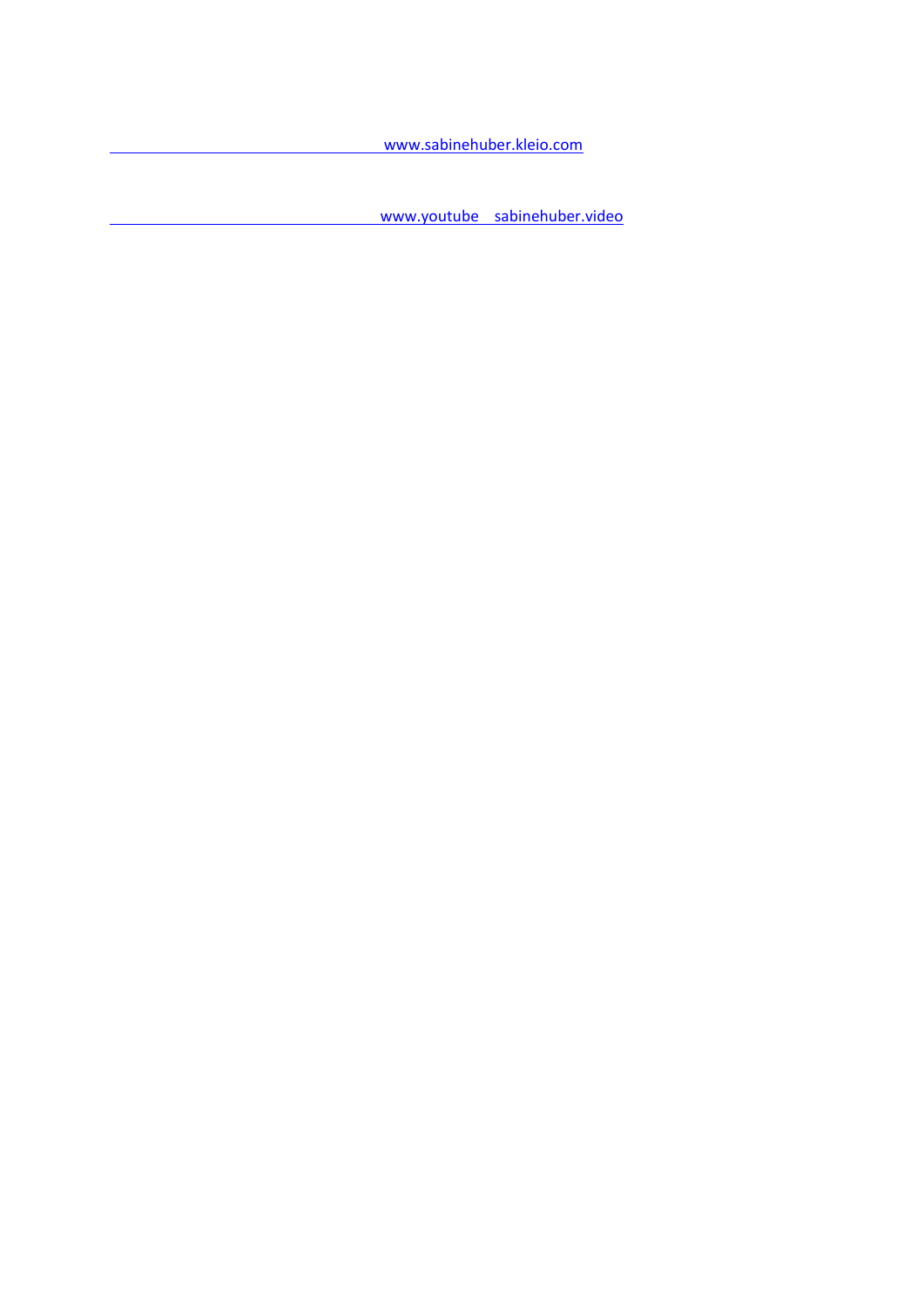www.sabinehuber.kleio.com

www.youtube sabinehuber.video